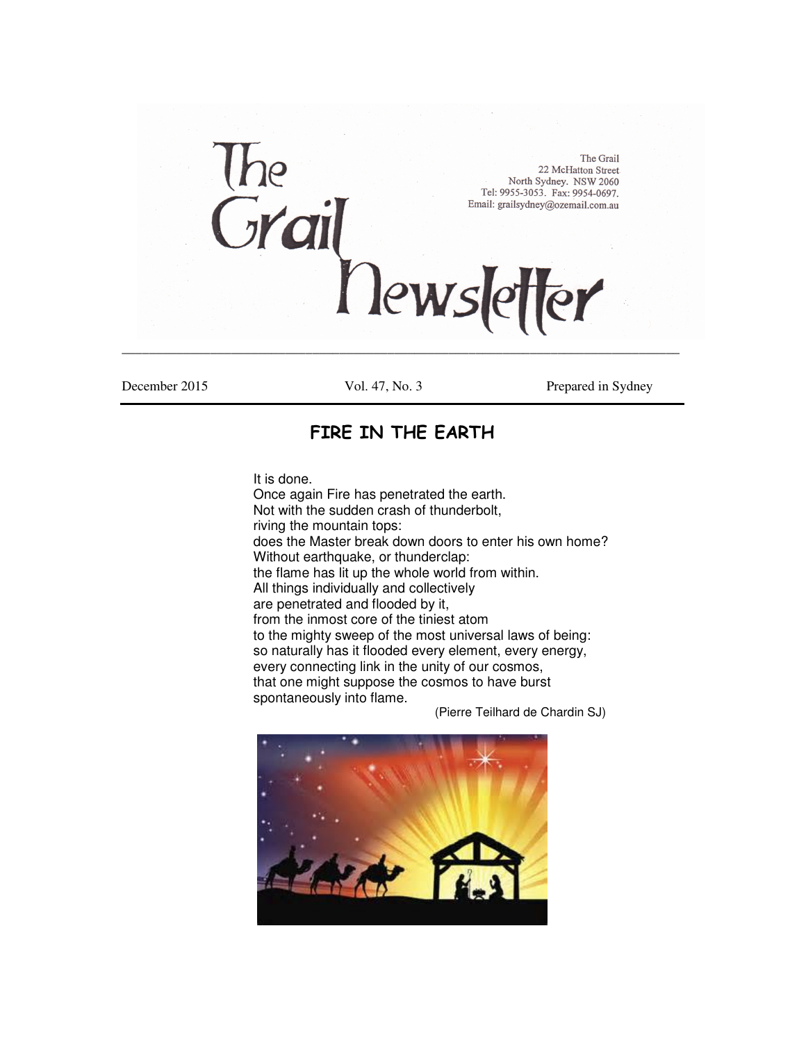# The Grail Newsletter

The Grail
22 McHatton Street
North Sydney. NSW 2060
Tel: 9955-3053. Fax: 9954-0697.
Email: grailsydney@ozemail.com.au

December 2015 | Vol. 47, No. 3 | Prepared in Sydney

## FIRE IN THE EARTH

It is done.
Once again Fire has penetrated the earth.
Not with the sudden crash of thunderbolt,
riving the mountain tops:
does the Master break down doors to enter his own home?
Without earthquake, or thunderclap:
the flame has lit up the whole world from within.
All things individually and collectively
are penetrated and flooded by it,
from the inmost core of the tiniest atom
to the mighty sweep of the most universal laws of being:
so naturally has it flooded every element, every energy,
every connecting link in the unity of our cosmos,
that one might suppose the cosmos to have burst
spontaneously into flame.

(Pierre Teilhard de Chardin SJ)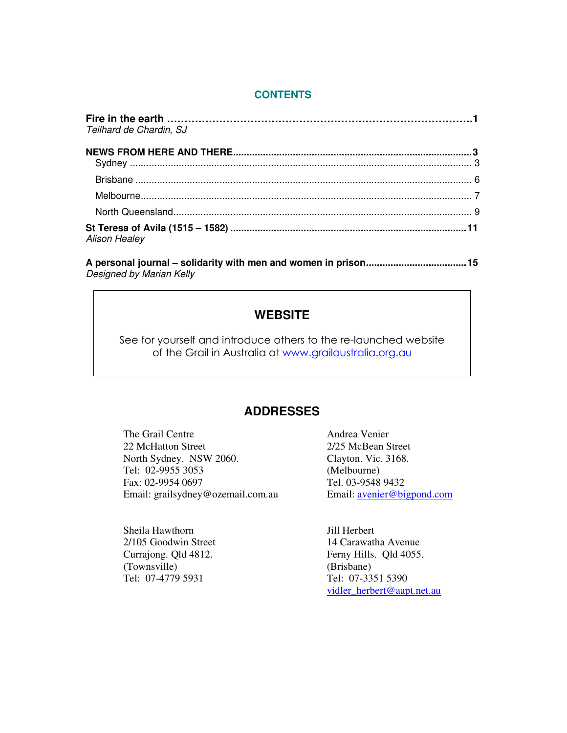## CONTENTS

**Fire in the earth** ............................................................ **1**
*Teilhard de Chardin, SJ*

**NEWS FROM HERE AND THERE**............................................................ **3**

- Sydney ............................................................ 3
- Brisbane ............................................................ 6
- Melbourne............................................................ 7
- North Queensland............................................................ 9

**St Teresa of Avila (1515 – 1582)** ............................................................ **11**
*Alison Healey*

**A personal journal – solidarity with men and women in prison**.................................... **15**
*Designed by Marian Kelly*

## WEBSITE

See for yourself and introduce others to the re-launched website of the Grail in Australia at www.grailaustralia.org.au

## ADDRESSES

The Grail Centre
22 McHatton Street
North Sydney. NSW 2060.
Tel: 02-9955 3053
Fax: 02-9954 0697
Email: grailsydney@ozemail.com.au

Andrea Venier
2/25 McBean Street
Clayton. Vic. 3168.
(Melbourne)
Tel. 03-9548 9432
Email: avenier@bigpond.com

Sheila Hawthorn
2/105 Goodwin Street
Currajong. Qld 4812.
(Townsville)
Tel: 07-4779 5931

Jill Herbert
14 Carawatha Avenue
Ferny Hills. Qld 4055.
(Brisbane)
Tel: 07-3351 5390
vidler_herbert@aapt.net.au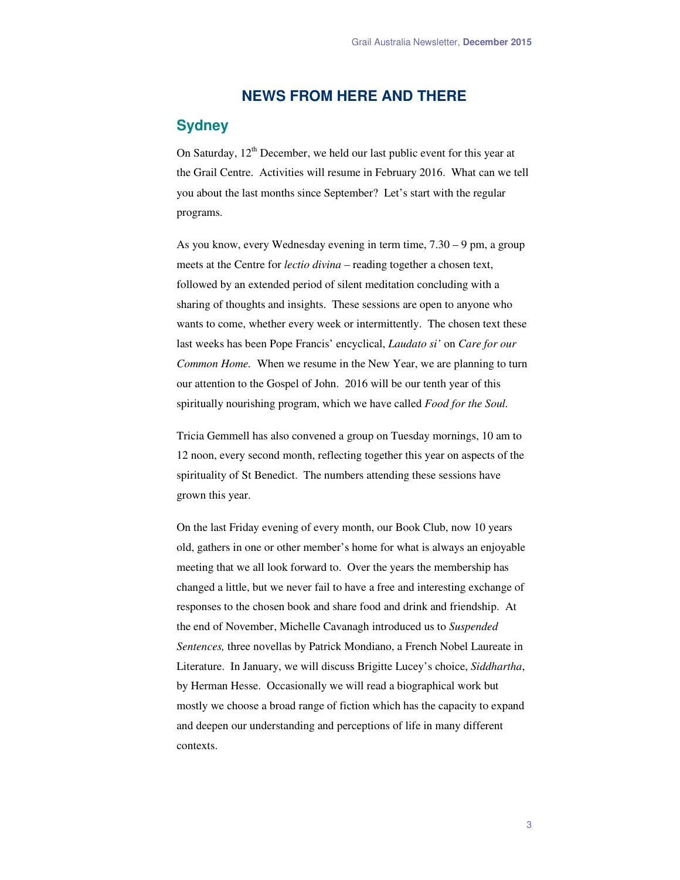# NEWS FROM HERE AND THERE

## Sydney

On Saturday, 12th December, we held our last public event for this year at the Grail Centre. Activities will resume in February 2016. What can we tell you about the last months since September? Let's start with the regular programs.

As you know, every Wednesday evening in term time, 7.30 – 9 pm, a group meets at the Centre for *lectio divina* – reading together a chosen text, followed by an extended period of silent meditation concluding with a sharing of thoughts and insights. These sessions are open to anyone who wants to come, whether every week or intermittently. The chosen text these last weeks has been Pope Francis' encyclical, *Laudato si'* on *Care for our Common Home.* When we resume in the New Year, we are planning to turn our attention to the Gospel of John. 2016 will be our tenth year of this spiritually nourishing program, which we have called *Food for the Soul.*

Tricia Gemmell has also convened a group on Tuesday mornings, 10 am to 12 noon, every second month, reflecting together this year on aspects of the spirituality of St Benedict. The numbers attending these sessions have grown this year.

On the last Friday evening of every month, our Book Club, now 10 years old, gathers in one or other member's home for what is always an enjoyable meeting that we all look forward to. Over the years the membership has changed a little, but we never fail to have a free and interesting exchange of responses to the chosen book and share food and drink and friendship. At the end of November, Michelle Cavanagh introduced us to *Suspended Sentences,* three novellas by Patrick Mondiano, a French Nobel Laureate in Literature. In January, we will discuss Brigitte Lucey's choice, *Siddhartha*, by Herman Hesse. Occasionally we will read a biographical work but mostly we choose a broad range of fiction which has the capacity to expand and deepen our understanding and perceptions of life in many different contexts.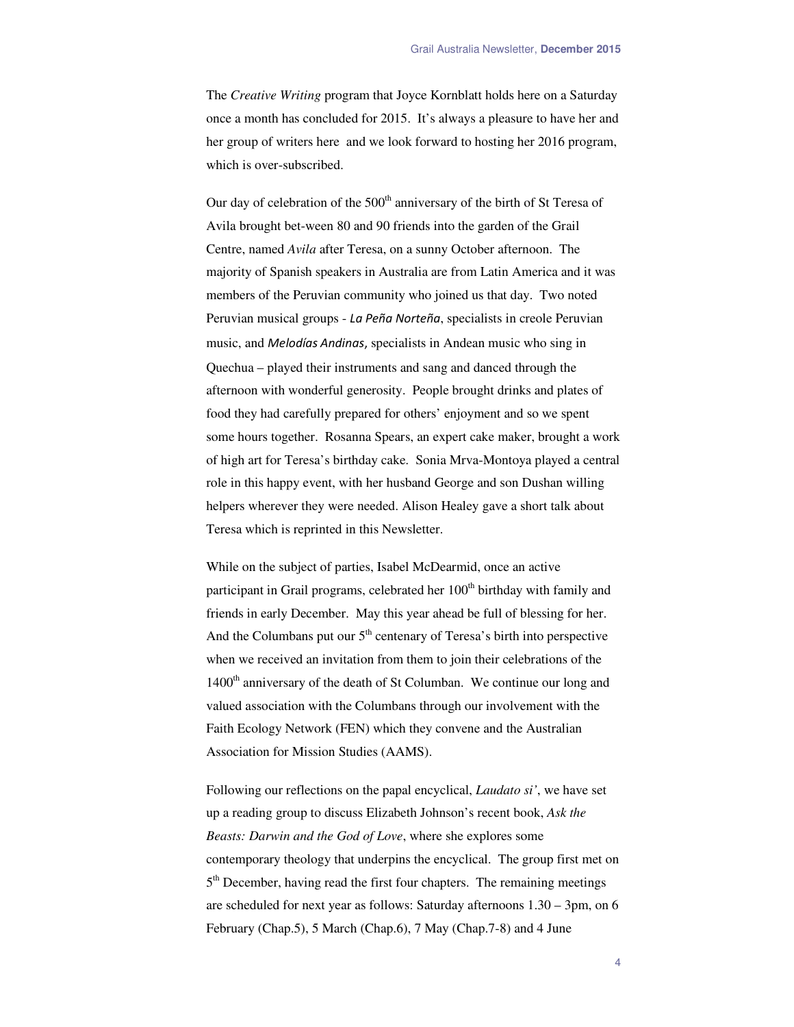The *Creative Writing* program that Joyce Kornblatt holds here on a Saturday once a month has concluded for 2015. It's always a pleasure to have her and her group of writers here and we look forward to hosting her 2016 program, which is over-subscribed.

Our day of celebration of the 500th anniversary of the birth of St Teresa of Avila brought bet-ween 80 and 90 friends into the garden of the Grail Centre, named *Avila* after Teresa, on a sunny October afternoon. The majority of Spanish speakers in Australia are from Latin America and it was members of the Peruvian community who joined us that day. Two noted Peruvian musical groups - *La Peña Norteña*, specialists in creole Peruvian music, and *Melodías Andinas*, specialists in Andean music who sing in Quechua – played their instruments and sang and danced through the afternoon with wonderful generosity. People brought drinks and plates of food they had carefully prepared for others' enjoyment and so we spent some hours together. Rosanna Spears, an expert cake maker, brought a work of high art for Teresa's birthday cake. Sonia Mrva-Montoya played a central role in this happy event, with her husband George and son Dushan willing helpers wherever they were needed. Alison Healey gave a short talk about Teresa which is reprinted in this Newsletter.

While on the subject of parties, Isabel McDearmid, once an active participant in Grail programs, celebrated her 100th birthday with family and friends in early December. May this year ahead be full of blessing for her. And the Columbans put our 5th centenary of Teresa's birth into perspective when we received an invitation from them to join their celebrations of the 1400th anniversary of the death of St Columban. We continue our long and valued association with the Columbans through our involvement with the Faith Ecology Network (FEN) which they convene and the Australian Association for Mission Studies (AAMS).

Following our reflections on the papal encyclical, *Laudato si'*, we have set up a reading group to discuss Elizabeth Johnson's recent book, *Ask the Beasts: Darwin and the God of Love*, where she explores some contemporary theology that underpins the encyclical. The group first met on 5th December, having read the first four chapters. The remaining meetings are scheduled for next year as follows: Saturday afternoons 1.30 – 3pm, on 6 February (Chap.5), 5 March (Chap.6), 7 May (Chap.7-8) and 4 June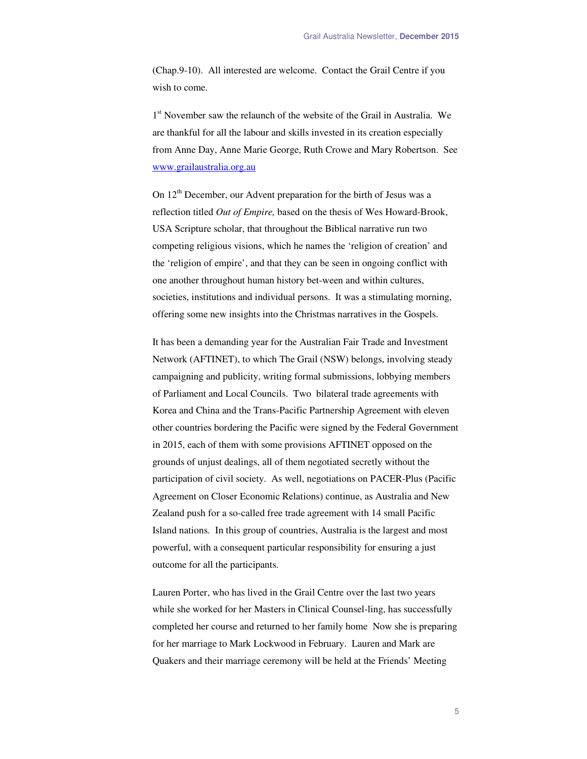(Chap.9-10). All interested are welcome. Contact the Grail Centre if you wish to come.

1st November saw the relaunch of the website of the Grail in Australia. We are thankful for all the labour and skills invested in its creation especially from Anne Day, Anne Marie George, Ruth Crowe and Mary Robertson. See www.grailaustralia.org.au

On 12th December, our Advent preparation for the birth of Jesus was a reflection titled *Out of Empire,* based on the thesis of Wes Howard-Brook, USA Scripture scholar, that throughout the Biblical narrative run two competing religious visions, which he names the 'religion of creation' and the 'religion of empire', and that they can be seen in ongoing conflict with one another throughout human history bet-ween and within cultures, societies, institutions and individual persons. It was a stimulating morning, offering some new insights into the Christmas narratives in the Gospels.

It has been a demanding year for the Australian Fair Trade and Investment Network (AFTINET), to which The Grail (NSW) belongs, involving steady campaigning and publicity, writing formal submissions, lobbying members of Parliament and Local Councils. Two bilateral trade agreements with Korea and China and the Trans-Pacific Partnership Agreement with eleven other countries bordering the Pacific were signed by the Federal Government in 2015, each of them with some provisions AFTINET opposed on the grounds of unjust dealings, all of them negotiated secretly without the participation of civil society. As well, negotiations on PACER-Plus (Pacific Agreement on Closer Economic Relations) continue, as Australia and New Zealand push for a so-called free trade agreement with 14 small Pacific Island nations. In this group of countries, Australia is the largest and most powerful, with a consequent particular responsibility for ensuring a just outcome for all the participants.

Lauren Porter, who has lived in the Grail Centre over the last two years while she worked for her Masters in Clinical Counsel-ling, has successfully completed her course and returned to her family home Now she is preparing for her marriage to Mark Lockwood in February. Lauren and Mark are Quakers and their marriage ceremony will be held at the Friends' Meeting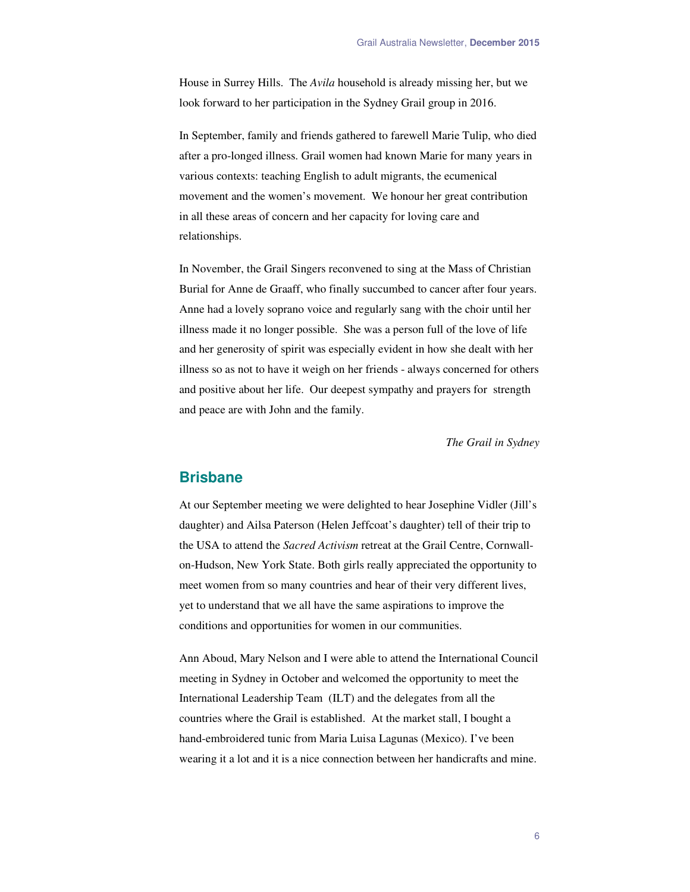House in Surrey Hills. The *Avila* household is already missing her, but we look forward to her participation in the Sydney Grail group in 2016.

In September, family and friends gathered to farewell Marie Tulip, who died after a pro-longed illness. Grail women had known Marie for many years in various contexts: teaching English to adult migrants, the ecumenical movement and the women's movement. We honour her great contribution in all these areas of concern and her capacity for loving care and relationships.

In November, the Grail Singers reconvened to sing at the Mass of Christian Burial for Anne de Graaff, who finally succumbed to cancer after four years. Anne had a lovely soprano voice and regularly sang with the choir until her illness made it no longer possible. She was a person full of the love of life and her generosity of spirit was especially evident in how she dealt with her illness so as not to have it weigh on her friends - always concerned for others and positive about her life. Our deepest sympathy and prayers for strength and peace are with John and the family.

*The Grail in Sydney*

## Brisbane

At our September meeting we were delighted to hear Josephine Vidler (Jill's daughter) and Ailsa Paterson (Helen Jeffcoat's daughter) tell of their trip to the USA to attend the *Sacred Activism* retreat at the Grail Centre, Cornwall-on-Hudson, New York State. Both girls really appreciated the opportunity to meet women from so many countries and hear of their very different lives, yet to understand that we all have the same aspirations to improve the conditions and opportunities for women in our communities.

Ann Aboud, Mary Nelson and I were able to attend the International Council meeting in Sydney in October and welcomed the opportunity to meet the International Leadership Team (ILT) and the delegates from all the countries where the Grail is established. At the market stall, I bought a hand-embroidered tunic from Maria Luisa Lagunas (Mexico). I've been wearing it a lot and it is a nice connection between her handicrafts and mine.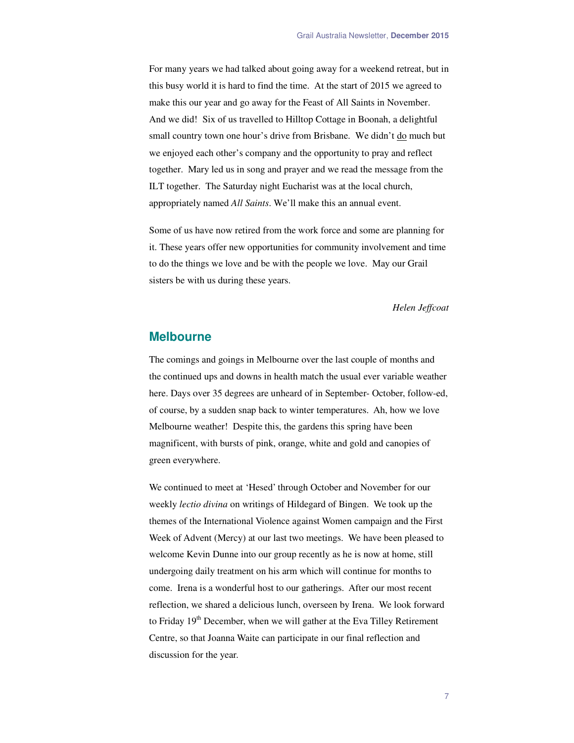For many years we had talked about going away for a weekend retreat, but in this busy world it is hard to find the time. At the start of 2015 we agreed to make this our year and go away for the Feast of All Saints in November. And we did! Six of us travelled to Hilltop Cottage in Boonah, a delightful small country town one hour's drive from Brisbane. We didn't do much but we enjoyed each other's company and the opportunity to pray and reflect together. Mary led us in song and prayer and we read the message from the ILT together. The Saturday night Eucharist was at the local church, appropriately named *All Saints*. We'll make this an annual event.

Some of us have now retired from the work force and some are planning for it. These years offer new opportunities for community involvement and time to do the things we love and be with the people we love. May our Grail sisters be with us during these years.

*Helen Jeffcoat*

## Melbourne

The comings and goings in Melbourne over the last couple of months and the continued ups and downs in health match the usual ever variable weather here. Days over 35 degrees are unheard of in September- October, follow-ed, of course, by a sudden snap back to winter temperatures. Ah, how we love Melbourne weather! Despite this, the gardens this spring have been magnificent, with bursts of pink, orange, white and gold and canopies of green everywhere.

We continued to meet at 'Hesed' through October and November for our weekly *lectio divina* on writings of Hildegard of Bingen. We took up the themes of the International Violence against Women campaign and the First Week of Advent (Mercy) at our last two meetings. We have been pleased to welcome Kevin Dunne into our group recently as he is now at home, still undergoing daily treatment on his arm which will continue for months to come. Irena is a wonderful host to our gatherings. After our most recent reflection, we shared a delicious lunch, overseen by Irena. We look forward to Friday 19th December, when we will gather at the Eva Tilley Retirement Centre, so that Joanna Waite can participate in our final reflection and discussion for the year.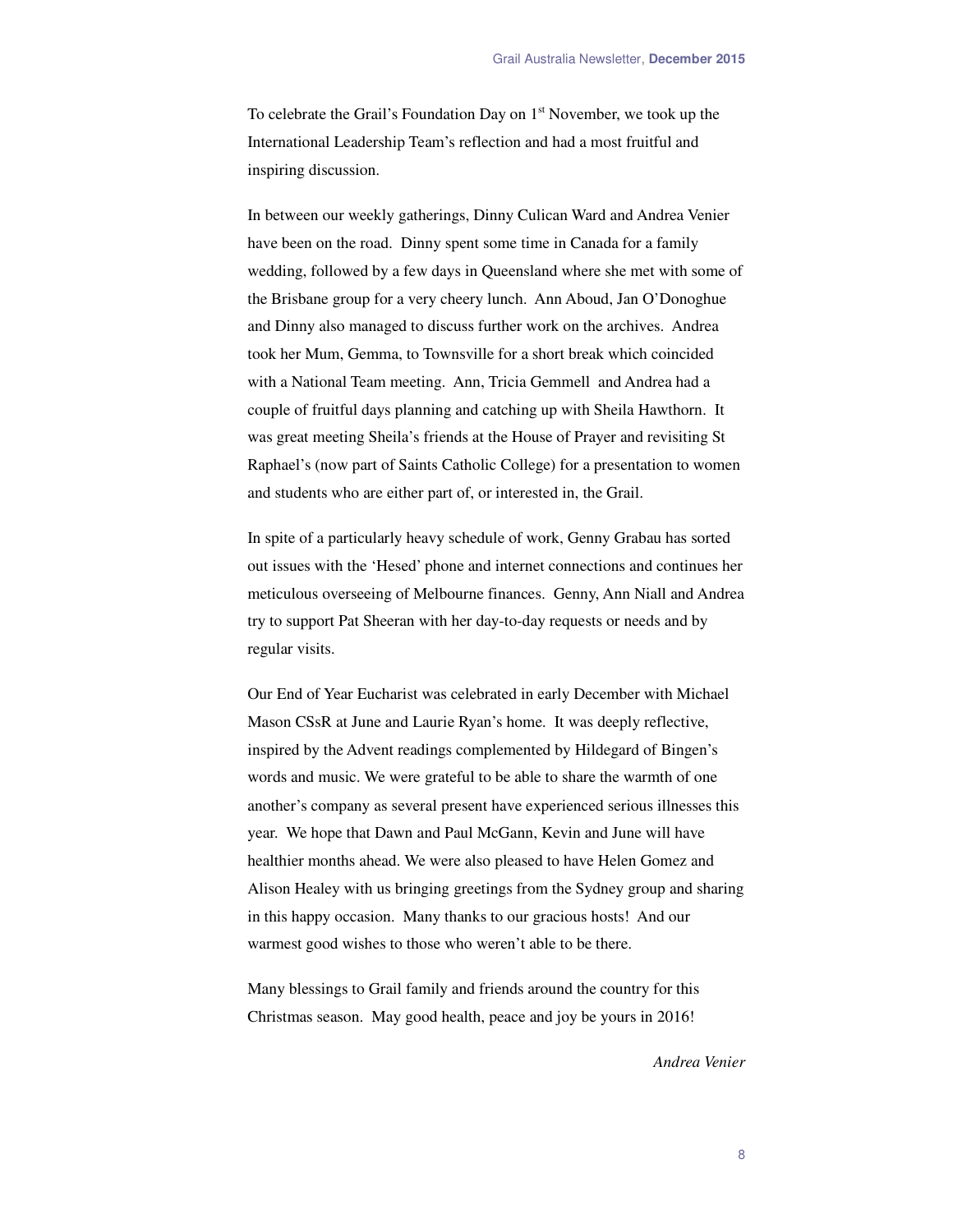To celebrate the Grail's Foundation Day on 1st November, we took up the International Leadership Team's reflection and had a most fruitful and inspiring discussion.

In between our weekly gatherings, Dinny Culican Ward and Andrea Venier have been on the road. Dinny spent some time in Canada for a family wedding, followed by a few days in Queensland where she met with some of the Brisbane group for a very cheery lunch. Ann Aboud, Jan O'Donoghue and Dinny also managed to discuss further work on the archives. Andrea took her Mum, Gemma, to Townsville for a short break which coincided with a National Team meeting. Ann, Tricia Gemmell and Andrea had a couple of fruitful days planning and catching up with Sheila Hawthorn. It was great meeting Sheila's friends at the House of Prayer and revisiting St Raphael's (now part of Saints Catholic College) for a presentation to women and students who are either part of, or interested in, the Grail.

In spite of a particularly heavy schedule of work, Genny Grabau has sorted out issues with the 'Hesed' phone and internet connections and continues her meticulous overseeing of Melbourne finances. Genny, Ann Niall and Andrea try to support Pat Sheeran with her day-to-day requests or needs and by regular visits.

Our End of Year Eucharist was celebrated in early December with Michael Mason CSsR at June and Laurie Ryan's home. It was deeply reflective, inspired by the Advent readings complemented by Hildegard of Bingen's words and music. We were grateful to be able to share the warmth of one another's company as several present have experienced serious illnesses this year. We hope that Dawn and Paul McGann, Kevin and June will have healthier months ahead. We were also pleased to have Helen Gomez and Alison Healey with us bringing greetings from the Sydney group and sharing in this happy occasion. Many thanks to our gracious hosts! And our warmest good wishes to those who weren't able to be there.

Many blessings to Grail family and friends around the country for this Christmas season. May good health, peace and joy be yours in 2016!

*Andrea Venier*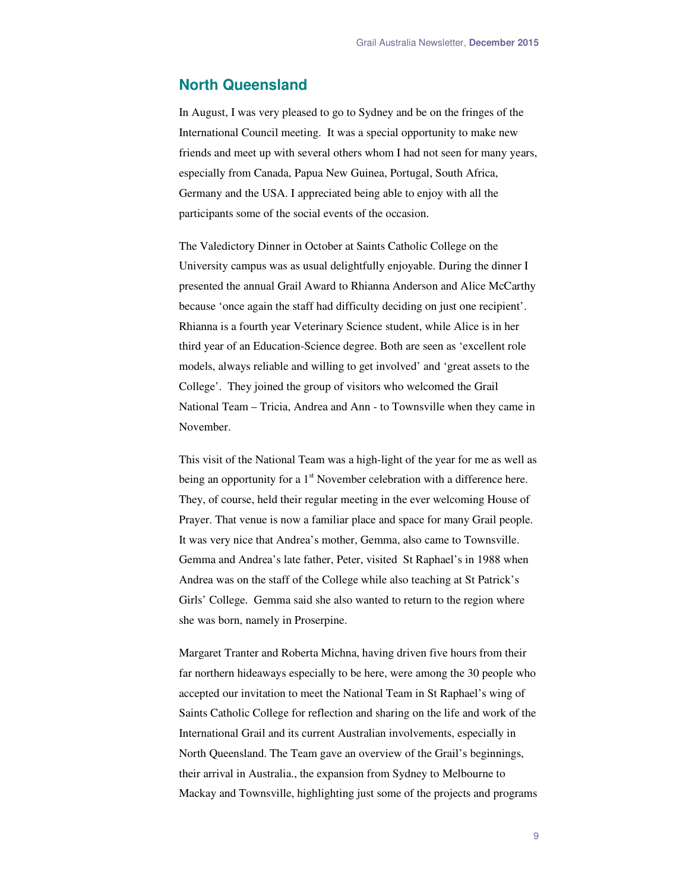## North Queensland

In August, I was very pleased to go to Sydney and be on the fringes of the International Council meeting. It was a special opportunity to make new friends and meet up with several others whom I had not seen for many years, especially from Canada, Papua New Guinea, Portugal, South Africa, Germany and the USA. I appreciated being able to enjoy with all the participants some of the social events of the occasion.

The Valedictory Dinner in October at Saints Catholic College on the University campus was as usual delightfully enjoyable. During the dinner I presented the annual Grail Award to Rhianna Anderson and Alice McCarthy because 'once again the staff had difficulty deciding on just one recipient'. Rhianna is a fourth year Veterinary Science student, while Alice is in her third year of an Education-Science degree. Both are seen as 'excellent role models, always reliable and willing to get involved' and 'great assets to the College'. They joined the group of visitors who welcomed the Grail National Team – Tricia, Andrea and Ann - to Townsville when they came in November.

This visit of the National Team was a high-light of the year for me as well as being an opportunity for a 1st November celebration with a difference here. They, of course, held their regular meeting in the ever welcoming House of Prayer. That venue is now a familiar place and space for many Grail people. It was very nice that Andrea's mother, Gemma, also came to Townsville. Gemma and Andrea's late father, Peter, visited St Raphael's in 1988 when Andrea was on the staff of the College while also teaching at St Patrick's Girls' College. Gemma said she also wanted to return to the region where she was born, namely in Proserpine.

Margaret Tranter and Roberta Michna, having driven five hours from their far northern hideaways especially to be here, were among the 30 people who accepted our invitation to meet the National Team in St Raphael's wing of Saints Catholic College for reflection and sharing on the life and work of the International Grail and its current Australian involvements, especially in North Queensland. The Team gave an overview of the Grail's beginnings, their arrival in Australia., the expansion from Sydney to Melbourne to Mackay and Townsville, highlighting just some of the projects and programs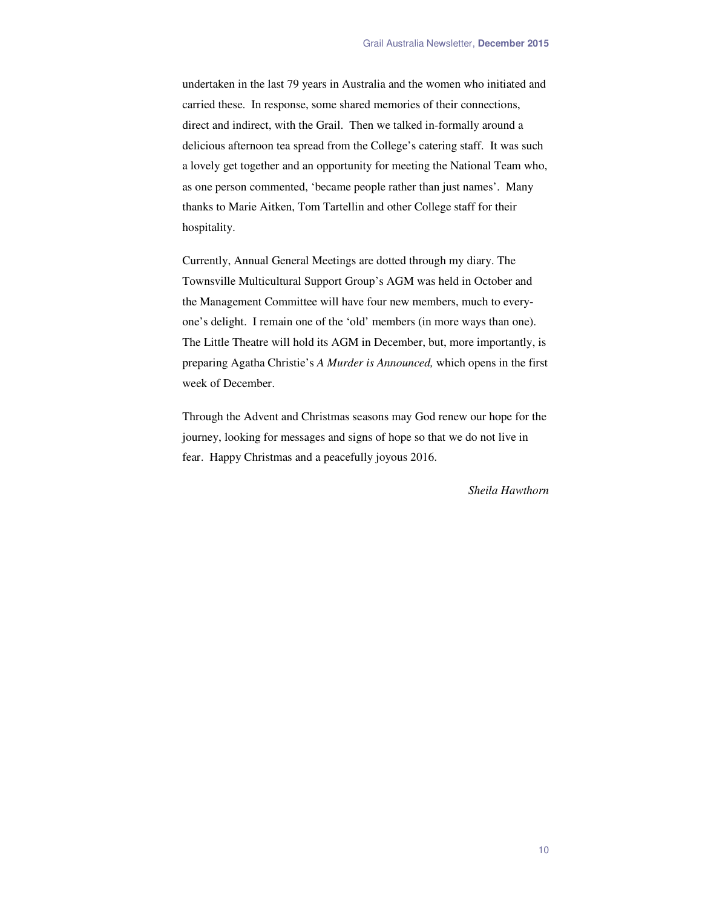undertaken in the last 79 years in Australia and the women who initiated and carried these. In response, some shared memories of their connections, direct and indirect, with the Grail. Then we talked in-formally around a delicious afternoon tea spread from the College's catering staff. It was such a lovely get together and an opportunity for meeting the National Team who, as one person commented, 'became people rather than just names'. Many thanks to Marie Aitken, Tom Tartellin and other College staff for their hospitality.

Currently, Annual General Meetings are dotted through my diary. The Townsville Multicultural Support Group's AGM was held in October and the Management Committee will have four new members, much to everyone's delight. I remain one of the 'old' members (in more ways than one). The Little Theatre will hold its AGM in December, but, more importantly, is preparing Agatha Christie's *A Murder is Announced,* which opens in the first week of December.

Through the Advent and Christmas seasons may God renew our hope for the journey, looking for messages and signs of hope so that we do not live in fear. Happy Christmas and a peacefully joyous 2016.

*Sheila Hawthorn*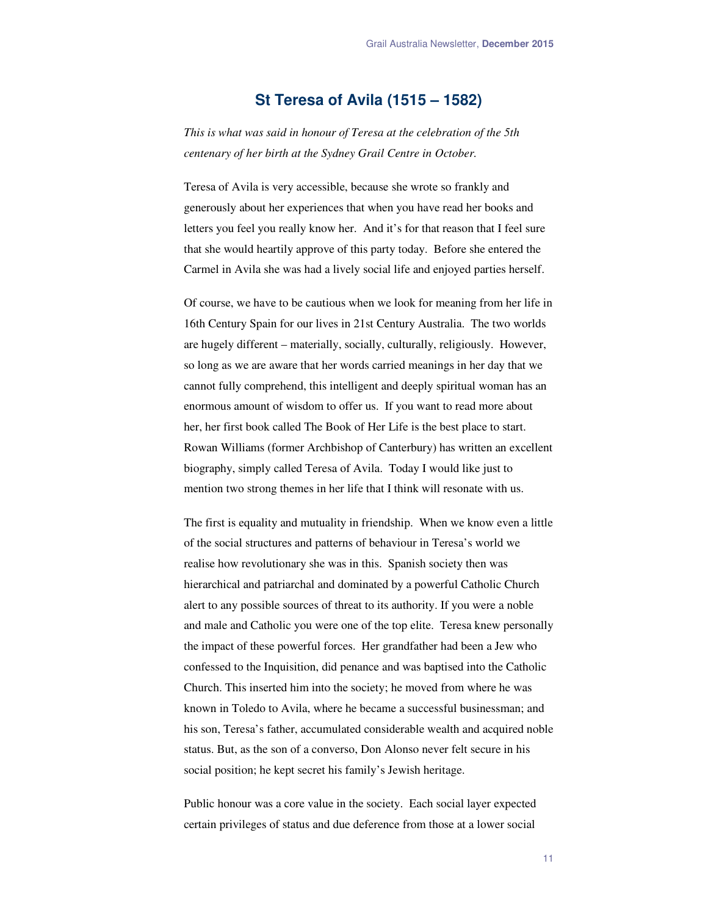## St Teresa of Avila (1515 – 1582)

*This is what was said in honour of Teresa at the celebration of the 5th centenary of her birth at the Sydney Grail Centre in October.*

Teresa of Avila is very accessible, because she wrote so frankly and generously about her experiences that when you have read her books and letters you feel you really know her. And it's for that reason that I feel sure that she would heartily approve of this party today. Before she entered the Carmel in Avila she was had a lively social life and enjoyed parties herself.

Of course, we have to be cautious when we look for meaning from her life in 16th Century Spain for our lives in 21st Century Australia. The two worlds are hugely different – materially, socially, culturally, religiously. However, so long as we are aware that her words carried meanings in her day that we cannot fully comprehend, this intelligent and deeply spiritual woman has an enormous amount of wisdom to offer us. If you want to read more about her, her first book called The Book of Her Life is the best place to start. Rowan Williams (former Archbishop of Canterbury) has written an excellent biography, simply called Teresa of Avila. Today I would like just to mention two strong themes in her life that I think will resonate with us.

The first is equality and mutuality in friendship. When we know even a little of the social structures and patterns of behaviour in Teresa's world we realise how revolutionary she was in this. Spanish society then was hierarchical and patriarchal and dominated by a powerful Catholic Church alert to any possible sources of threat to its authority. If you were a noble and male and Catholic you were one of the top elite. Teresa knew personally the impact of these powerful forces. Her grandfather had been a Jew who confessed to the Inquisition, did penance and was baptised into the Catholic Church. This inserted him into the society; he moved from where he was known in Toledo to Avila, where he became a successful businessman; and his son, Teresa's father, accumulated considerable wealth and acquired noble status. But, as the son of a converso, Don Alonso never felt secure in his social position; he kept secret his family's Jewish heritage.

Public honour was a core value in the society. Each social layer expected certain privileges of status and due deference from those at a lower social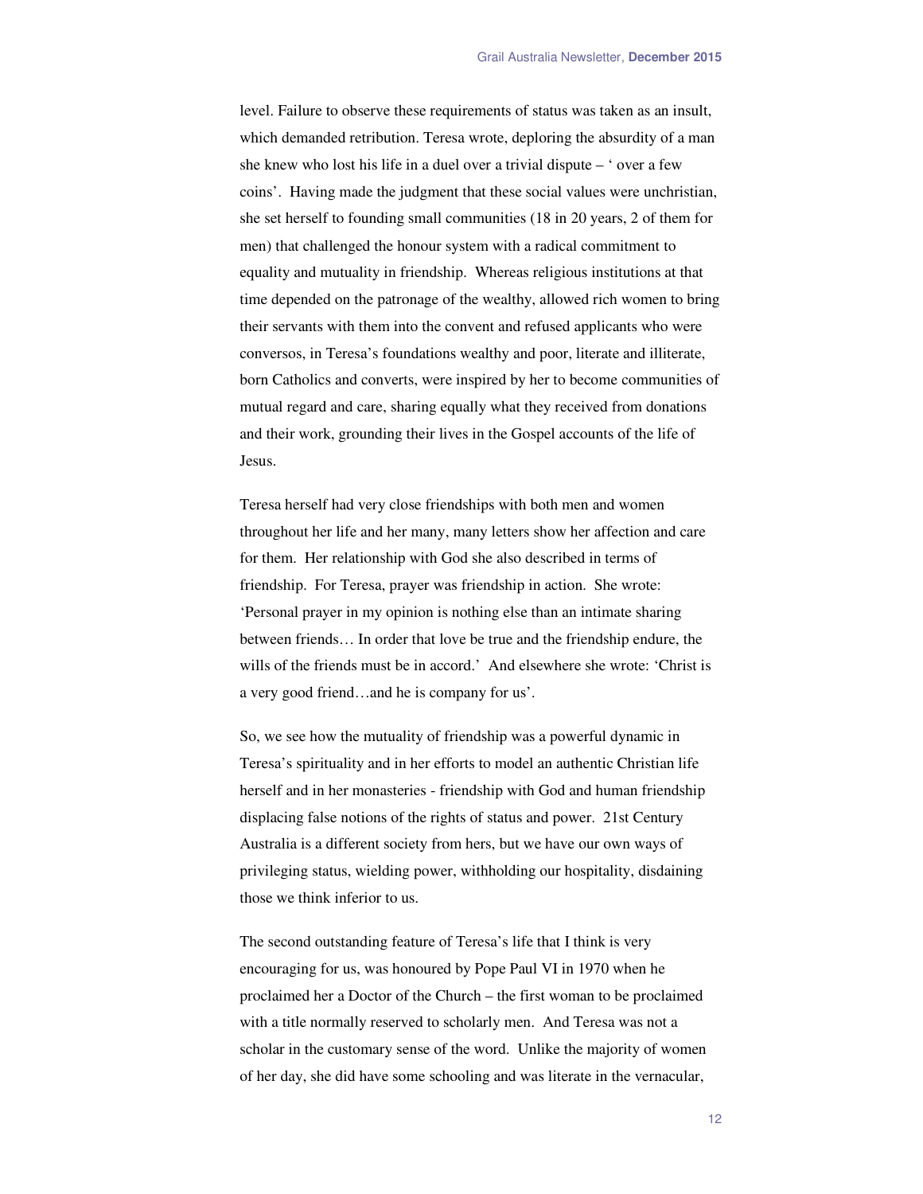level. Failure to observe these requirements of status was taken as an insult, which demanded retribution. Teresa wrote, deploring the absurdity of a man she knew who lost his life in a duel over a trivial dispute – ' over a few coins'. Having made the judgment that these social values were unchristian, she set herself to founding small communities (18 in 20 years, 2 of them for men) that challenged the honour system with a radical commitment to equality and mutuality in friendship. Whereas religious institutions at that time depended on the patronage of the wealthy, allowed rich women to bring their servants with them into the convent and refused applicants who were conversos, in Teresa's foundations wealthy and poor, literate and illiterate, born Catholics and converts, were inspired by her to become communities of mutual regard and care, sharing equally what they received from donations and their work, grounding their lives in the Gospel accounts of the life of Jesus.

Teresa herself had very close friendships with both men and women throughout her life and her many, many letters show her affection and care for them. Her relationship with God she also described in terms of friendship. For Teresa, prayer was friendship in action. She wrote: 'Personal prayer in my opinion is nothing else than an intimate sharing between friends… In order that love be true and the friendship endure, the wills of the friends must be in accord.' And elsewhere she wrote: 'Christ is a very good friend…and he is company for us'.

So, we see how the mutuality of friendship was a powerful dynamic in Teresa's spirituality and in her efforts to model an authentic Christian life herself and in her monasteries - friendship with God and human friendship displacing false notions of the rights of status and power. 21st Century Australia is a different society from hers, but we have our own ways of privileging status, wielding power, withholding our hospitality, disdaining those we think inferior to us.

The second outstanding feature of Teresa's life that I think is very encouraging for us, was honoured by Pope Paul VI in 1970 when he proclaimed her a Doctor of the Church – the first woman to be proclaimed with a title normally reserved to scholarly men. And Teresa was not a scholar in the customary sense of the word. Unlike the majority of women of her day, she did have some schooling and was literate in the vernacular,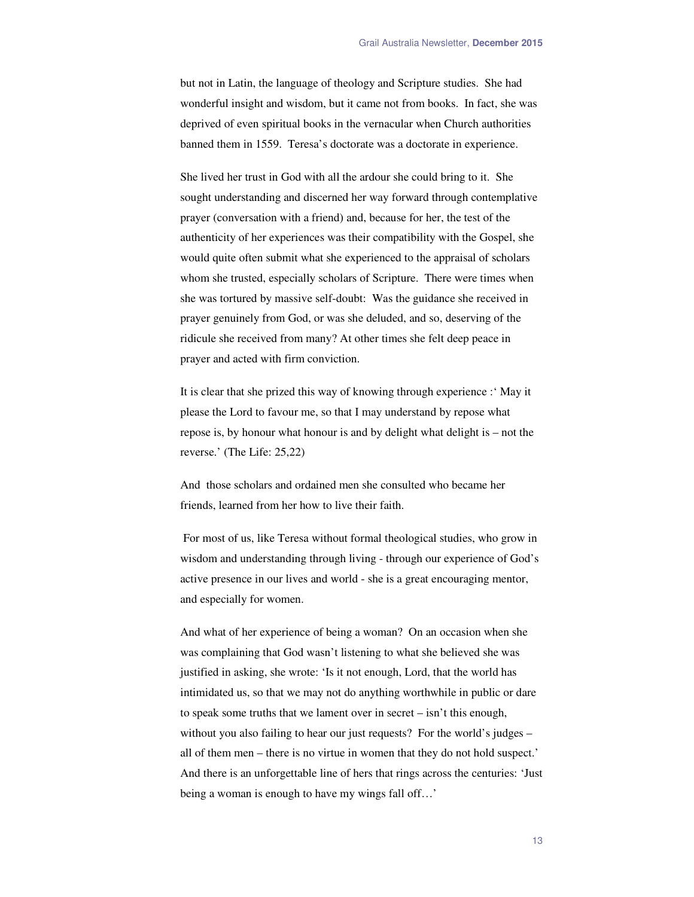but not in Latin, the language of theology and Scripture studies. She had wonderful insight and wisdom, but it came not from books. In fact, she was deprived of even spiritual books in the vernacular when Church authorities banned them in 1559. Teresa's doctorate was a doctorate in experience.

She lived her trust in God with all the ardour she could bring to it. She sought understanding and discerned her way forward through contemplative prayer (conversation with a friend) and, because for her, the test of the authenticity of her experiences was their compatibility with the Gospel, she would quite often submit what she experienced to the appraisal of scholars whom she trusted, especially scholars of Scripture. There were times when she was tortured by massive self-doubt: Was the guidance she received in prayer genuinely from God, or was she deluded, and so, deserving of the ridicule she received from many? At other times she felt deep peace in prayer and acted with firm conviction.

It is clear that she prized this way of knowing through experience :' May it please the Lord to favour me, so that I may understand by repose what repose is, by honour what honour is and by delight what delight is – not the reverse.' (The Life: 25,22)

And those scholars and ordained men she consulted who became her friends, learned from her how to live their faith.

For most of us, like Teresa without formal theological studies, who grow in wisdom and understanding through living - through our experience of God's active presence in our lives and world - she is a great encouraging mentor, and especially for women.

And what of her experience of being a woman? On an occasion when she was complaining that God wasn't listening to what she believed she was justified in asking, she wrote: 'Is it not enough, Lord, that the world has intimidated us, so that we may not do anything worthwhile in public or dare to speak some truths that we lament over in secret – isn't this enough, without you also failing to hear our just requests? For the world's judges – all of them men – there is no virtue in women that they do not hold suspect.' And there is an unforgettable line of hers that rings across the centuries: 'Just being a woman is enough to have my wings fall off…'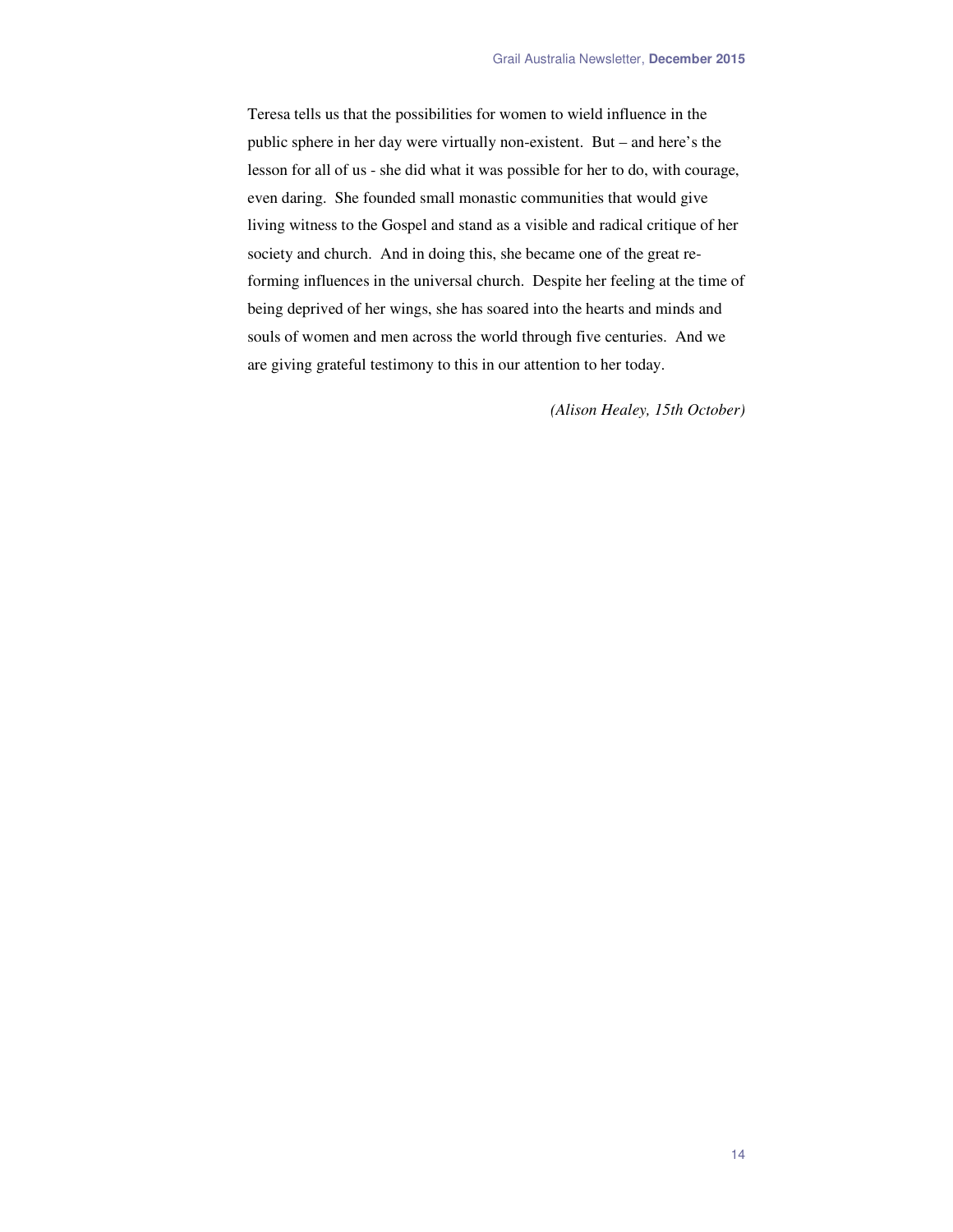Teresa tells us that the possibilities for women to wield influence in the public sphere in her day were virtually non-existent. But – and here's the lesson for all of us - she did what it was possible for her to do, with courage, even daring. She founded small monastic communities that would give living witness to the Gospel and stand as a visible and radical critique of her society and church. And in doing this, she became one of the great re-forming influences in the universal church. Despite her feeling at the time of being deprived of her wings, she has soared into the hearts and minds and souls of women and men across the world through five centuries. And we are giving grateful testimony to this in our attention to her today.

*(Alison Healey, 15th October)*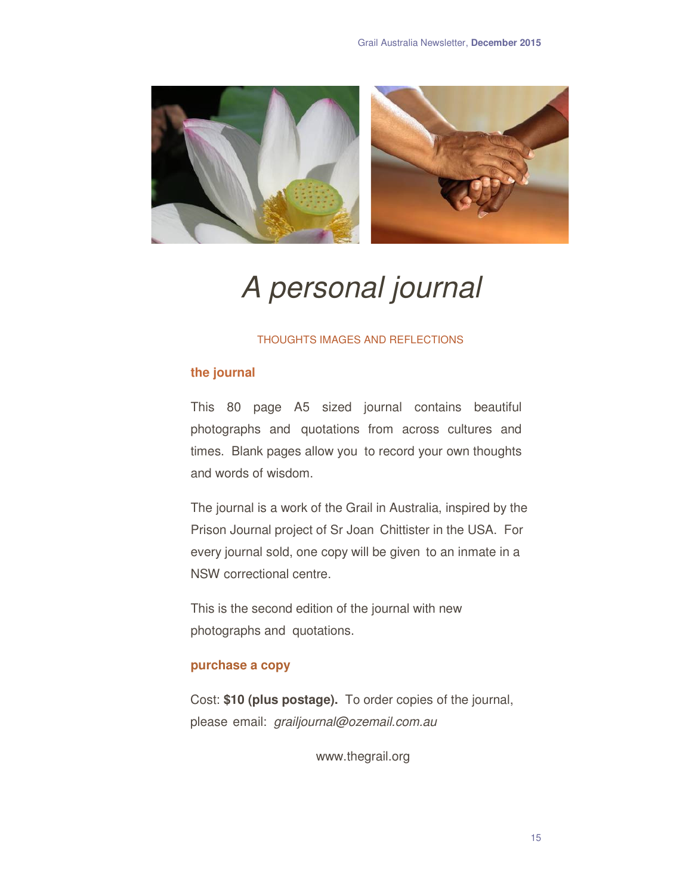# A personal journal

THOUGHTS IMAGES AND REFLECTIONS

### the journal

This 80 page A5 sized journal contains beautiful photographs and quotations from across cultures and times. Blank pages allow you to record your own thoughts and words of wisdom.

The journal is a work of the Grail in Australia, inspired by the Prison Journal project of Sr Joan Chittister in the USA. For every journal sold, one copy will be given to an inmate in a NSW correctional centre.

This is the second edition of the journal with new photographs and quotations.

### purchase a copy

Cost: **$10 (plus postage).** To order copies of the journal, please email: *grailjournal@ozemail.com.au*

www.thegrail.org